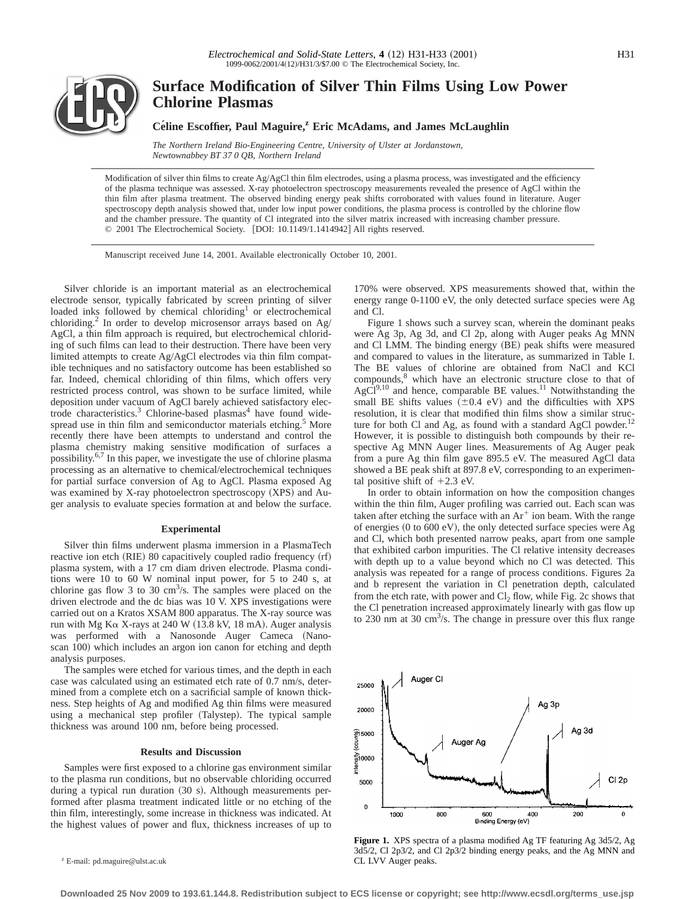# Surface Modification of Silver Thin Films Using Low Power Chlorine Plasmas

**Céline Escoffier, Paul Maguire,[z] Eric McAdams, and James McLaughlin**

*The Northern Ireland Bio-Engineering Centre, University of Ulster at Jordanstown, Newtownabbey BT 37 0 QB, Northern Ireland*

Modification of silver thin films to create Ag/AgCl thin film electrodes, using a plasma process, was investigated and the efficiency of the plasma technique was assessed. X-ray photoelectron spectroscopy measurements revealed the presence of AgCl within the thin film after plasma treatment. The observed binding energy peak shifts corroborated with values found in literature. Auger spectroscopy depth analysis showed that, under low input power conditions, the plasma process is controlled by the chlorine flow and the chamber pressure. The quantity of Cl integrated into the silver matrix increased with increasing chamber pressure.
© 2001 The Electrochemical Society. [DOI: 10.1149/1.1414942] All rights reserved.

Manuscript received June 14, 2001. Available electronically October 10, 2001.

Silver chloride is an important material as an electrochemical electrode sensor, typically fabricated by screen printing of silver loaded inks followed by chemical chloriding[1] or electrochemical chloriding.[2] In order to develop microsensor arrays based on Ag/AgCl, a thin film approach is required, but electrochemical chloriding of such films can lead to their destruction. There have been very limited attempts to create Ag/AgCl electrodes via thin film compatible techniques and no satisfactory outcome has been established so far. Indeed, chemical chloriding of thin films, which offers very restricted process control, was shown to be surface limited, while deposition under vacuum of AgCl barely achieved satisfactory electrode characteristics.[3] Chlorine-based plasmas[4] have found widespread use in thin film and semiconductor materials etching.[5] More recently there have been attempts to understand and control the plasma chemistry making sensitive modification of surfaces a possibility.[6,7] In this paper, we investigate the use of chlorine plasma processing as an alternative to chemical/electrochemical techniques for partial surface conversion of Ag to AgCl. Plasma exposed Ag was examined by X-ray photoelectron spectroscopy (XPS) and Auger analysis to evaluate species formation at and below the surface.

## Experimental

Silver thin films underwent plasma immersion in a PlasmaTech reactive ion etch (RIE) 80 capacitively coupled radio frequency (rf) plasma system, with a 17 cm diam driven electrode. Plasma conditions were 10 to 60 W nominal input power, for 5 to 240 s, at chlorine gas flow 3 to 30 $cm^3/s$. The samples were placed on the driven electrode and the dc bias was 10 V. XPS investigations were carried out on a Kratos XSAM 800 apparatus. The X-ray source was run with Mg Kα X-rays at 240 W (13.8 kV, 18 mA). Auger analysis was performed with a Nanosonde Auger Cameca (Nanoscan 100) which includes an argon ion canon for etching and depth analysis purposes.

The samples were etched for various times, and the depth in each case was calculated using an estimated etch rate of 0.7 nm/s, determined from a complete etch on a sacrificial sample of known thickness. Step heights of Ag and modified Ag thin films were measured using a mechanical step profiler (Talystep). The typical sample thickness was around 100 nm, before being processed.

## Results and Discussion

Samples were first exposed to a chlorine gas environment similar to the plasma run conditions, but no observable chloriding occurred during a typical run duration (30 s). Although measurements performed after plasma treatment indicated little or no etching of the thin film, interestingly, some increase in thickness was indicated. At the highest values of power and flux, thickness increases of up to 170% were observed. XPS measurements showed that, within the energy range 0-1100 eV, the only detected surface species were Ag and Cl.

Figure 1 shows such a survey scan, wherein the dominant peaks were Ag 3p, Ag 3d, and Cl 2p, along with Auger peaks Ag MNN and Cl LMM. The binding energy (BE) peak shifts were measured and compared to values in the literature, as summarized in Table I. The BE values of chlorine are obtained from NaCl and KCl compounds,[8] which have an electronic structure close to that of AgCl[9,10] and hence, comparable BE values.[11] Notwithstanding the small BE shifts values (±0.4 eV) and the difficulties with XPS resolution, it is clear that modified thin films show a similar structure for both Cl and Ag, as found with a standard AgCl powder.[12] However, it is possible to distinguish both compounds by their respective Ag MNN Auger lines. Measurements of Ag Auger peak from a pure Ag thin film gave 895.5 eV. The measured AgCl data showed a BE peak shift at 897.8 eV, corresponding to an experimental positive shift of +2.3 eV.

In order to obtain information on how the composition changes within the thin film, Auger profiling was carried out. Each scan was taken after etching the surface with an $Ar^+$ ion beam. With the range of energies (0 to 600 eV), the only detected surface species were Ag and Cl, which both presented narrow peaks, apart from one sample that exhibited carbon impurities. The Cl relative intensity decreases with depth up to a value beyond which no Cl was detected. This analysis was repeated for a range of process conditions. Figures 2a and b represent the variation in Cl penetration depth, calculated from the etch rate, with power and $Cl_2$ flow, while Fig. 2c shows that the Cl penetration increased approximately linearly with gas flow up to 230 nm at 30 $cm^3/s$. The change in pressure over this flux range

**Figure 1.** XPS spectra of a plasma modified Ag TF featuring Ag 3d5/2, Ag 3d5/2, Cl 2p3/2, and Cl 2p3/2 binding energy peaks, and the Ag MNN and CL LVV Auger peaks.

[z] E-mail: pd.maguire@ulst.ac.uk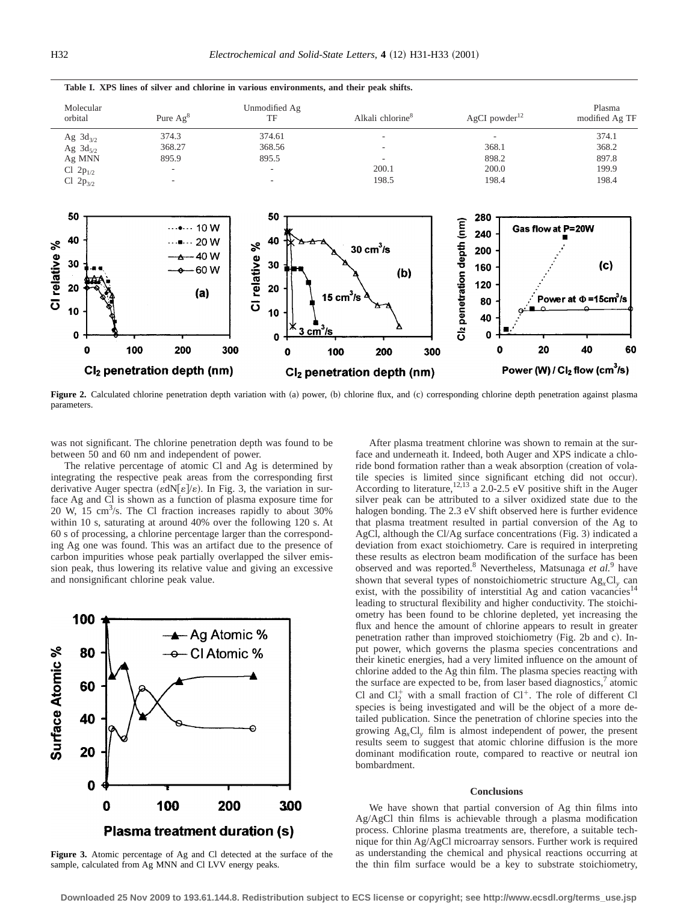**Table I. XPS lines of silver and chlorine in various environments, and their peak shifts.**

| Molecular orbital | Pure Ag[8] | Unmodified Ag TF | Alkali chlorine[8] | AgCl powder[12] | Plasma modified Ag TF |
|---|---|---|---|---|---|
| Ag $3d_{3/2}$ | 374.3 | 374.61 | - | - | 374.1 |
| Ag $3d_{5/2}$ | 368.27 | 368.56 | - | 368.1 | 368.2 |
| Ag MNN | 895.9 | 895.5 | - | 898.2 | 897.8 |
| Cl $2p_{1/2}$ | - | - | 200.1 | 200.0 | 199.9 |
| Cl $2p_{3/2}$ | - | - | 198.5 | 198.4 | 198.4 |

**Figure 2.** Calculated chlorine penetration depth variation with (a) power, (b) chlorine flux, and (c) corresponding chlorine depth penetration against plasma parameters.

was not significant. The chlorine penetration depth was found to be between 50 and 60 nm and independent of power.

The relative percentage of atomic Cl and Ag is determined by integrating the respective peak areas from the corresponding first derivative Auger spectra ($\varepsilon dN[\varepsilon]/\varepsilon$). In Fig. 3, the variation in surface Ag and Cl is shown as a function of plasma exposure time for 20 W, 15 $cm^3/s$. The Cl fraction increases rapidly to about 30% within 10 s, saturating at around 40% over the following 120 s. At 60 s of processing, a chlorine percentage larger than the corresponding Ag one was found. This was an artifact due to the presence of carbon impurities whose peak partially overlapped the silver emission peak, thus lowering its relative value and giving an excessive and nonsignificant chlorine peak value.

**Figure 3.** Atomic percentage of Ag and Cl detected at the surface of the sample, calculated from Ag MNN and Cl LVV energy peaks.

After plasma treatment chlorine was shown to remain at the surface and underneath it. Indeed, both Auger and XPS indicate a chloride bond formation rather than a weak absorption (creation of volatile species is limited since significant etching did not occur). According to literature,[12,13] a 2.0-2.5 eV positive shift in the Auger silver peak can be attributed to a silver oxidized state due to the halogen bonding. The 2.3 eV shift observed here is further evidence that plasma treatment resulted in partial conversion of the Ag to AgCl, although the Cl/Ag surface concentrations (Fig. 3) indicated a deviation from exact stoichiometry. Care is required in interpreting these results as electron beam modification of the surface has been observed and was reported.[8] Nevertheless, Matsunaga *et al.*[9] have shown that several types of nonstoichiometric structure $Ag_xCl_y$ can exist, with the possibility of interstitial Ag and cation vacancies[14] leading to structural flexibility and higher conductivity. The stoichiometry has been found to be chlorine depleted, yet increasing the flux and hence the amount of chlorine appears to result in greater penetration rather than improved stoichiometry (Fig. 2b and c). Input power, which governs the plasma species concentrations and their kinetic energies, had a very limited influence on the amount of chlorine added to the Ag thin film. The plasma species reacting with the surface are expected to be, from laser based diagnostics,[7] atomic Cl and $Cl_2^+$ with a small fraction of $Cl^+$. The role of different Cl species is being investigated and will be the object of a more detailed publication. Since the penetration of chlorine species into the growing $Ag_xCl_y$ film is almost independent of power, the present results seem to suggest that atomic chlorine diffusion is the more dominant modification route, compared to reactive or neutral ion bombardment.

## Conclusions

We have shown that partial conversion of Ag thin films into Ag/AgCl thin films is achievable through a plasma modification process. Chlorine plasma treatments are, therefore, a suitable technique for thin Ag/AgCl microarray sensors. Further work is required as understanding the chemical and physical reactions occurring at the thin film surface would be a key to substrate stoichiometry,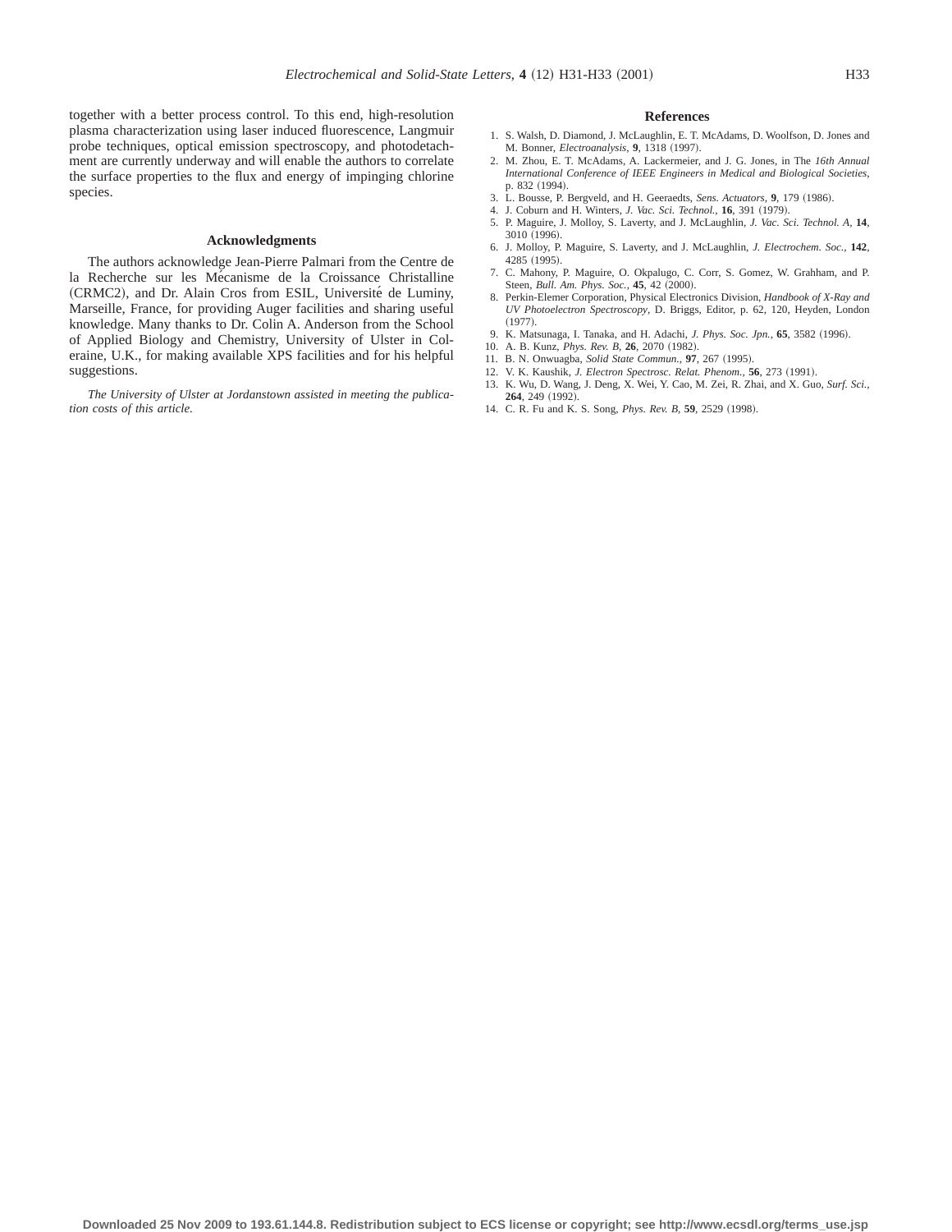together with a better process control. To this end, high-resolution plasma characterization using laser induced fluorescence, Langmuir probe techniques, optical emission spectroscopy, and photodetachment are currently underway and will enable the authors to correlate the surface properties to the flux and energy of impinging chlorine species.

## Acknowledgments

The authors acknowledge Jean-Pierre Palmari from the Centre de la Recherche sur les Mécanisme de la Croissance Christalline (CRMC2), and Dr. Alain Cros from ESIL, Université de Luminy, Marseille, France, for providing Auger facilities and sharing useful knowledge. Many thanks to Dr. Colin A. Anderson from the School of Applied Biology and Chemistry, University of Ulster in Coleraine, U.K., for making available XPS facilities and for his helpful suggestions.

*The University of Ulster at Jordanstown assisted in meeting the publication costs of this article.*

## References

1. S. Walsh, D. Diamond, J. McLaughlin, E. T. McAdams, D. Woolfson, D. Jones and M. Bonner, *Electroanalysis*, **9**, 1318 (1997).
2. M. Zhou, E. T. McAdams, A. Lackermeier, and J. G. Jones, in The *16th Annual International Conference of IEEE Engineers in Medical and Biological Societies*, p. 832 (1994).
3. L. Bousse, P. Bergveld, and H. Geeraedts, *Sens. Actuators*, **9**, 179 (1986).
4. J. Coburn and H. Winters, *J. Vac. Sci. Technol.*, **16**, 391 (1979).
5. P. Maguire, J. Molloy, S. Laverty, and J. McLaughlin, *J. Vac. Sci. Technol. A*, **14**, 3010 (1996).
6. J. Molloy, P. Maguire, S. Laverty, and J. McLaughlin, *J. Electrochem. Soc.*, **142**, 4285 (1995).
7. C. Mahony, P. Maguire, O. Okpalugo, C. Corr, S. Gomez, W. Grahham, and P. Steen, *Bull. Am. Phys. Soc.*, **45**, 42 (2000).
8. Perkin-Elemer Corporation, Physical Electronics Division, *Handbook of X-Ray and UV Photoelectron Spectroscopy*, D. Briggs, Editor, p. 62, 120, Heyden, London (1977).
9. K. Matsunaga, I. Tanaka, and H. Adachi, *J. Phys. Soc. Jpn.*, **65**, 3582 (1996).
10. A. B. Kunz, *Phys. Rev. B*, **26**, 2070 (1982).
11. B. N. Onwuagba, *Solid State Commun.*, **97**, 267 (1995).
12. V. K. Kaushik, *J. Electron Spectrosc. Relat. Phenom.*, **56**, 273 (1991).
13. K. Wu, D. Wang, J. Deng, X. Wei, Y. Cao, M. Zei, R. Zhai, and X. Guo, *Surf. Sci.*, **264**, 249 (1992).
14. C. R. Fu and K. S. Song, *Phys. Rev. B*, **59**, 2529 (1998).